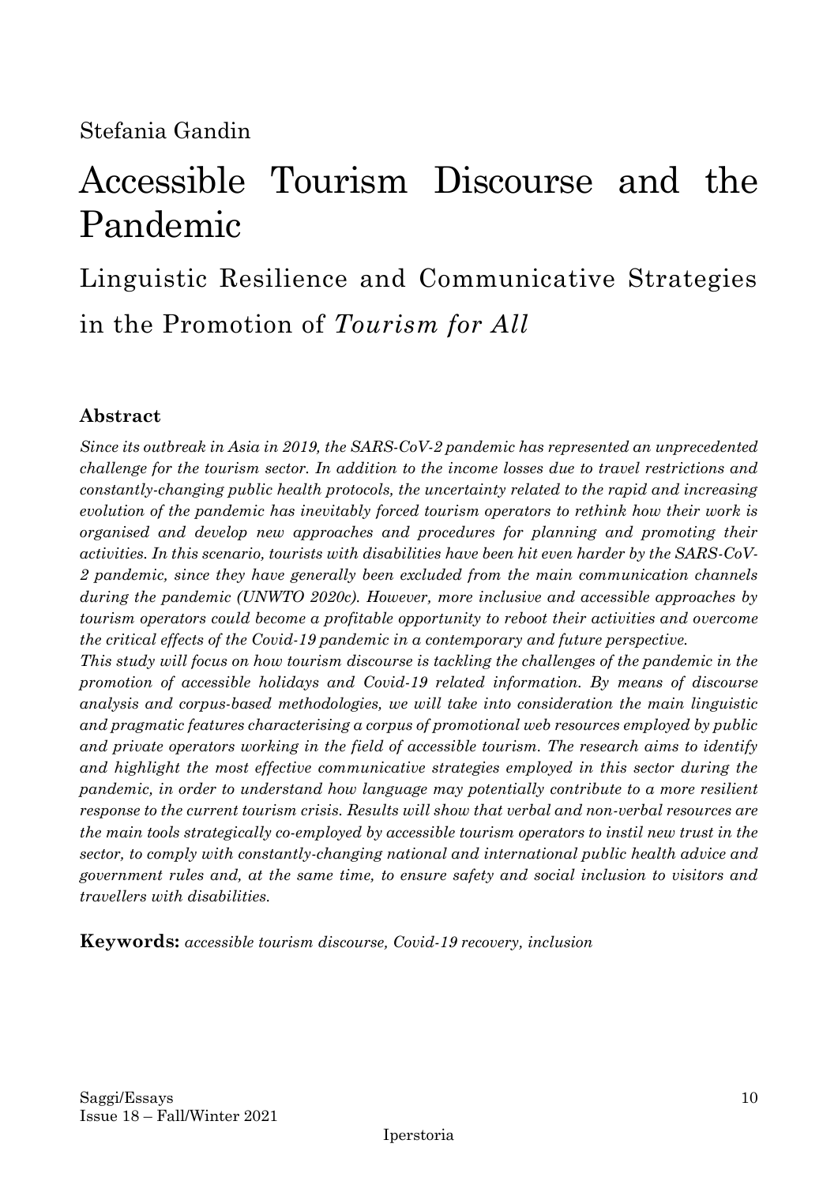Stefania Gandin

# Accessible Tourism Discourse and the Pandemic

## Linguistic Resilience and Communicative Strategies in the Promotion of *Tourism for All*

### Abstract

*Since its outbreak in Asia in 2019, the SARS-CoV-2 pandemic has represented an unprecedented challenge for the tourism sector. In addition to the income losses due to travel restrictions and constantly-changing public health protocols, the uncertainty related to the rapid and increasing evolution of the pandemic has inevitably forced tourism operators to rethink how their work is organised and develop new approaches and procedures for planning and promoting their activities. In this scenario, tourists with disabilities have been hit even harder by the SARS-CoV-2 pandemic, since they have generally been excluded from the main communication channels during the pandemic (UNWTO 2020c). However, more inclusive and accessible approaches by tourism operators could become a profitable opportunity to reboot their activities and overcome the critical effects of the Covid-19 pandemic in a contemporary and future perspective.*

*This study will focus on how tourism discourse is tackling the challenges of the pandemic in the promotion of accessible holidays and Covid-19 related information. By means of discourse analysis and corpus-based methodologies, we will take into consideration the main linguistic and pragmatic features characterising a corpus of promotional web resources employed by public and private operators working in the field of accessible tourism. The research aims to identify and highlight the most effective communicative strategies employed in this sector during the pandemic, in order to understand how language may potentially contribute to a more resilient response to the current tourism crisis. Results will show that verbal and non-verbal resources are the main tools strategically co-employed by accessible tourism operators to instil new trust in the sector, to comply with constantly-changing national and international public health advice and government rules and, at the same time, to ensure safety and social inclusion to visitors and travellers with disabilities.*

**Keywords:** *accessible tourism discourse, Covid-19 recovery, inclusion*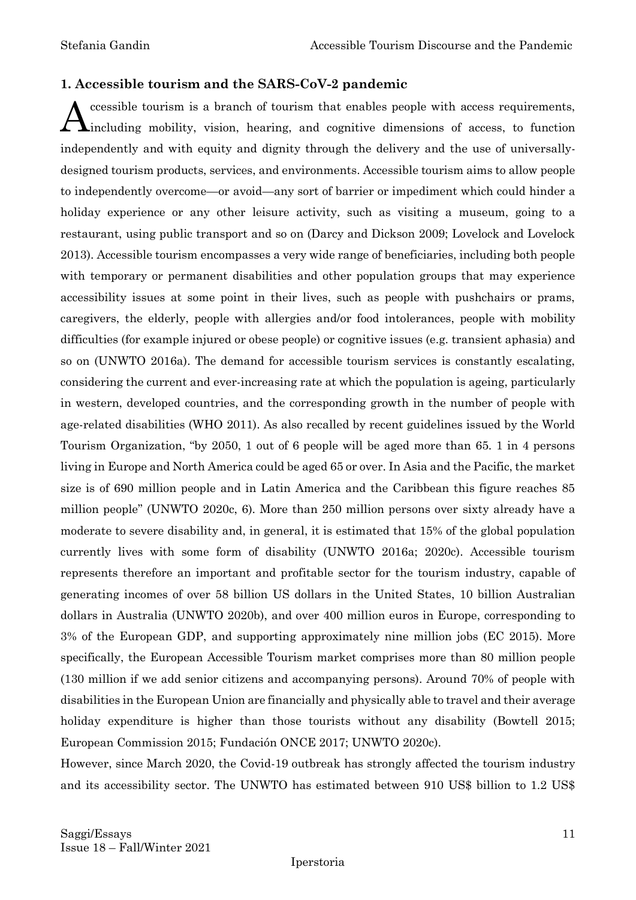## 1. Accessible tourism and the SARS-CoV-2 pandemic

Accessible tourism is a branch of tourism that enables people with access requirements, including mobility, vision, hearing, and cognitive dimensions of access, to function independently and with equity and dignity through the delivery and the use of universally-designed tourism products, services, and environments. Accessible tourism aims to allow people to independently overcome—or avoid—any sort of barrier or impediment which could hinder a holiday experience or any other leisure activity, such as visiting a museum, going to a restaurant, using public transport and so on (Darcy and Dickson 2009; Lovelock and Lovelock 2013). Accessible tourism encompasses a very wide range of beneficiaries, including both people with temporary or permanent disabilities and other population groups that may experience accessibility issues at some point in their lives, such as people with pushchairs or prams, caregivers, the elderly, people with allergies and/or food intolerances, people with mobility difficulties (for example injured or obese people) or cognitive issues (e.g. transient aphasia) and so on (UNWTO 2016a). The demand for accessible tourism services is constantly escalating, considering the current and ever-increasing rate at which the population is ageing, particularly in western, developed countries, and the corresponding growth in the number of people with age-related disabilities (WHO 2011). As also recalled by recent guidelines issued by the World Tourism Organization, "by 2050, 1 out of 6 people will be aged more than 65. 1 in 4 persons living in Europe and North America could be aged 65 or over. In Asia and the Pacific, the market size is of 690 million people and in Latin America and the Caribbean this figure reaches 85 million people" (UNWTO 2020c, 6). More than 250 million persons over sixty already have a moderate to severe disability and, in general, it is estimated that 15% of the global population currently lives with some form of disability (UNWTO 2016a; 2020c). Accessible tourism represents therefore an important and profitable sector for the tourism industry, capable of generating incomes of over 58 billion US dollars in the United States, 10 billion Australian dollars in Australia (UNWTO 2020b), and over 400 million euros in Europe, corresponding to 3% of the European GDP, and supporting approximately nine million jobs (EC 2015). More specifically, the European Accessible Tourism market comprises more than 80 million people (130 million if we add senior citizens and accompanying persons). Around 70% of people with disabilities in the European Union are financially and physically able to travel and their average holiday expenditure is higher than those tourists without any disability (Bowtell 2015; European Commission 2015; Fundación ONCE 2017; UNWTO 2020c).

However, since March 2020, the Covid-19 outbreak has strongly affected the tourism industry and its accessibility sector. The UNWTO has estimated between 910 US$ billion to 1.2 US$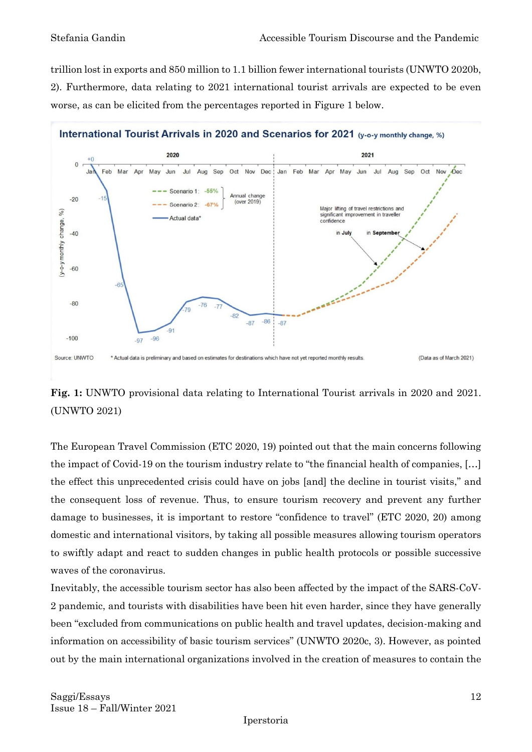trillion lost in exports and 850 million to 1.1 billion fewer international tourists (UNWTO 2020b, 2). Furthermore, data relating to 2021 international tourist arrivals are expected to be even worse, as can be elicited from the percentages reported in Figure 1 below.

**Fig. 1:** UNWTO provisional data relating to International Tourist arrivals in 2020 and 2021. (UNWTO 2021)

The European Travel Commission (ETC 2020, 19) pointed out that the main concerns following the impact of Covid-19 on the tourism industry relate to "the financial health of companies, [...] the effect this unprecedented crisis could have on jobs [and] the decline in tourist visits," and the consequent loss of revenue. Thus, to ensure tourism recovery and prevent any further damage to businesses, it is important to restore "confidence to travel" (ETC 2020, 20) among domestic and international visitors, by taking all possible measures allowing tourism operators to swiftly adapt and react to sudden changes in public health protocols or possible successive waves of the coronavirus.

Inevitably, the accessible tourism sector has also been affected by the impact of the SARS-CoV-2 pandemic, and tourists with disabilities have been hit even harder, since they have generally been "excluded from communications on public health and travel updates, decision-making and information on accessibility of basic tourism services" (UNWTO 2020c, 3). However, as pointed out by the main international organizations involved in the creation of measures to contain the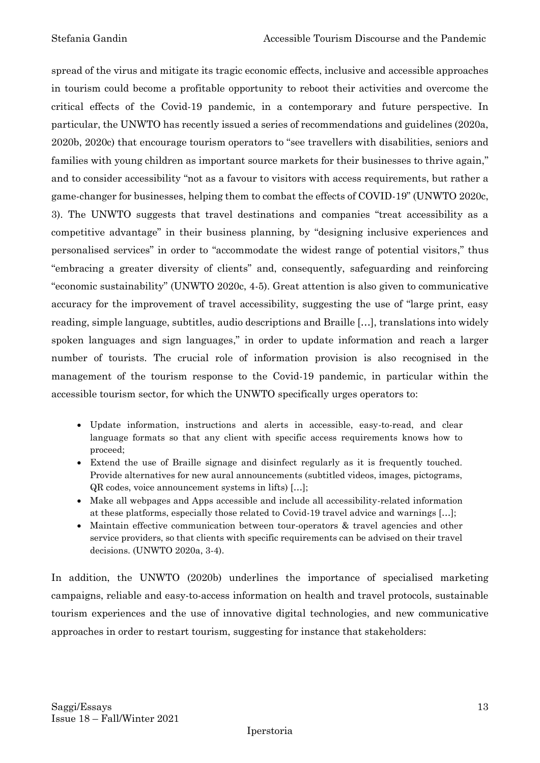spread of the virus and mitigate its tragic economic effects, inclusive and accessible approaches in tourism could become a profitable opportunity to reboot their activities and overcome the critical effects of the Covid-19 pandemic, in a contemporary and future perspective. In particular, the UNWTO has recently issued a series of recommendations and guidelines (2020a, 2020b, 2020c) that encourage tourism operators to "see travellers with disabilities, seniors and families with young children as important source markets for their businesses to thrive again," and to consider accessibility "not as a favour to visitors with access requirements, but rather a game-changer for businesses, helping them to combat the effects of COVID-19" (UNWTO 2020c, 3). The UNWTO suggests that travel destinations and companies "treat accessibility as a competitive advantage" in their business planning, by "designing inclusive experiences and personalised services" in order to "accommodate the widest range of potential visitors," thus "embracing a greater diversity of clients" and, consequently, safeguarding and reinforcing "economic sustainability" (UNWTO 2020c, 4-5). Great attention is also given to communicative accuracy for the improvement of travel accessibility, suggesting the use of "large print, easy reading, simple language, subtitles, audio descriptions and Braille […], translations into widely spoken languages and sign languages," in order to update information and reach a larger number of tourists. The crucial role of information provision is also recognised in the management of the tourism response to the Covid-19 pandemic, in particular within the accessible tourism sector, for which the UNWTO specifically urges operators to:

> - Update information, instructions and alerts in accessible, easy-to-read, and clear language formats so that any client with specific access requirements knows how to proceed;
> - Extend the use of Braille signage and disinfect regularly as it is frequently touched. Provide alternatives for new aural announcements (subtitled videos, images, pictograms, QR codes, voice announcement systems in lifts) […];
> - Make all webpages and Apps accessible and include all accessibility-related information at these platforms, especially those related to Covid-19 travel advice and warnings […];
> - Maintain effective communication between tour-operators & travel agencies and other service providers, so that clients with specific requirements can be advised on their travel decisions. (UNWTO 2020a, 3-4).

In addition, the UNWTO (2020b) underlines the importance of specialised marketing campaigns, reliable and easy-to-access information on health and travel protocols, sustainable tourism experiences and the use of innovative digital technologies, and new communicative approaches in order to restart tourism, suggesting for instance that stakeholders: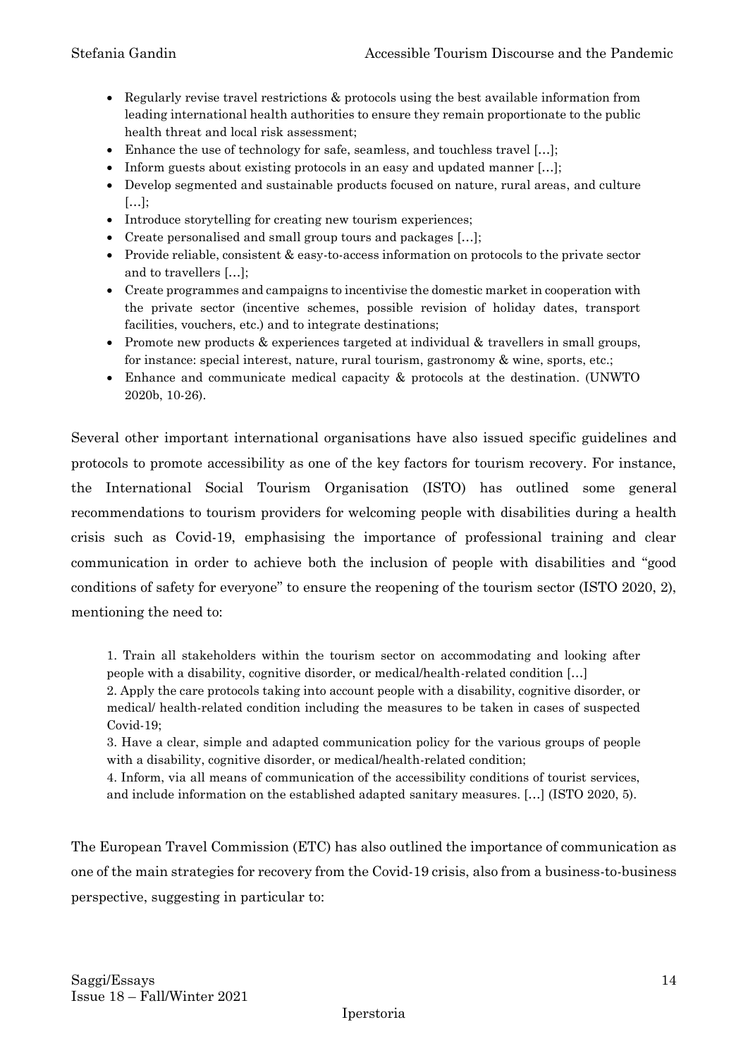- Regularly revise travel restrictions & protocols using the best available information from leading international health authorities to ensure they remain proportionate to the public health threat and local risk assessment;
- Enhance the use of technology for safe, seamless, and touchless travel […];
- Inform guests about existing protocols in an easy and updated manner […];
- Develop segmented and sustainable products focused on nature, rural areas, and culture […];
- Introduce storytelling for creating new tourism experiences;
- Create personalised and small group tours and packages […];
- Provide reliable, consistent & easy-to-access information on protocols to the private sector and to travellers […];
- Create programmes and campaigns to incentivise the domestic market in cooperation with the private sector (incentive schemes, possible revision of holiday dates, transport facilities, vouchers, etc.) and to integrate destinations;
- Promote new products & experiences targeted at individual & travellers in small groups, for instance: special interest, nature, rural tourism, gastronomy & wine, sports, etc.;
- Enhance and communicate medical capacity & protocols at the destination. (UNWTO 2020b, 10-26).

Several other important international organisations have also issued specific guidelines and protocols to promote accessibility as one of the key factors for tourism recovery. For instance, the International Social Tourism Organisation (ISTO) has outlined some general recommendations to tourism providers for welcoming people with disabilities during a health crisis such as Covid-19, emphasising the importance of professional training and clear communication in order to achieve both the inclusion of people with disabilities and "good conditions of safety for everyone" to ensure the reopening of the tourism sector (ISTO 2020, 2), mentioning the need to:

> 1. Train all stakeholders within the tourism sector on accommodating and looking after people with a disability, cognitive disorder, or medical/health-related condition […]
> 2. Apply the care protocols taking into account people with a disability, cognitive disorder, or medical/ health-related condition including the measures to be taken in cases of suspected Covid-19;
> 3. Have a clear, simple and adapted communication policy for the various groups of people with a disability, cognitive disorder, or medical/health-related condition;
> 4. Inform, via all means of communication of the accessibility conditions of tourist services, and include information on the established adapted sanitary measures. […] (ISTO 2020, 5).

The European Travel Commission (ETC) has also outlined the importance of communication as one of the main strategies for recovery from the Covid-19 crisis, also from a business-to-business perspective, suggesting in particular to: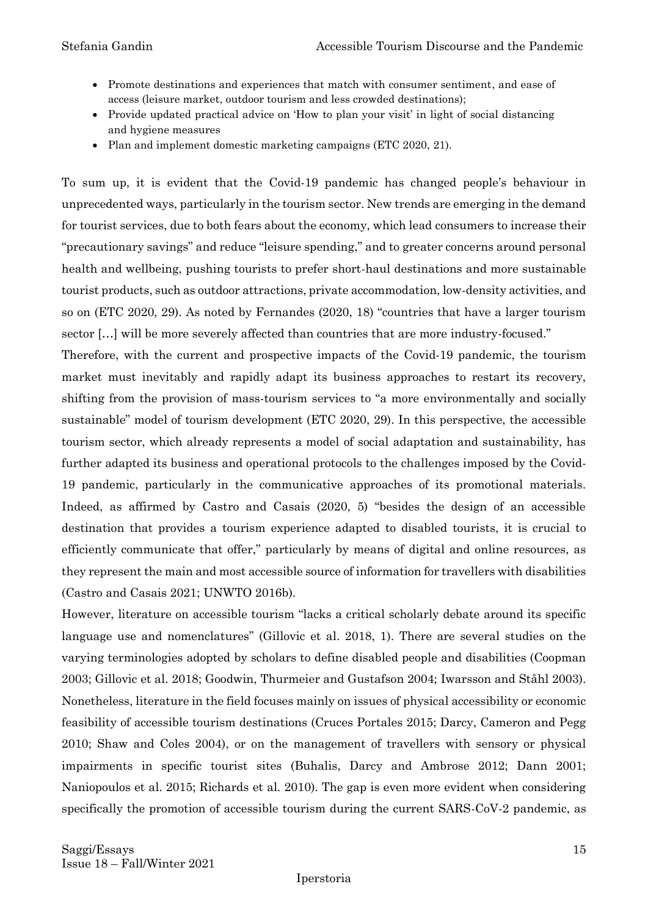- Promote destinations and experiences that match with consumer sentiment, and ease of access (leisure market, outdoor tourism and less crowded destinations);
- Provide updated practical advice on 'How to plan your visit' in light of social distancing and hygiene measures
- Plan and implement domestic marketing campaigns (ETC 2020, 21).

To sum up, it is evident that the Covid-19 pandemic has changed people's behaviour in unprecedented ways, particularly in the tourism sector. New trends are emerging in the demand for tourist services, due to both fears about the economy, which lead consumers to increase their "precautionary savings" and reduce "leisure spending," and to greater concerns around personal health and wellbeing, pushing tourists to prefer short-haul destinations and more sustainable tourist products, such as outdoor attractions, private accommodation, low-density activities, and so on (ETC 2020, 29). As noted by Fernandes (2020, 18) "countries that have a larger tourism sector […] will be more severely affected than countries that are more industry-focused."

Therefore, with the current and prospective impacts of the Covid-19 pandemic, the tourism market must inevitably and rapidly adapt its business approaches to restart its recovery, shifting from the provision of mass-tourism services to "a more environmentally and socially sustainable" model of tourism development (ETC 2020, 29). In this perspective, the accessible tourism sector, which already represents a model of social adaptation and sustainability, has further adapted its business and operational protocols to the challenges imposed by the Covid-19 pandemic, particularly in the communicative approaches of its promotional materials. Indeed, as affirmed by Castro and Casais (2020, 5) "besides the design of an accessible destination that provides a tourism experience adapted to disabled tourists, it is crucial to efficiently communicate that offer," particularly by means of digital and online resources, as they represent the main and most accessible source of information for travellers with disabilities (Castro and Casais 2021; UNWTO 2016b).

However, literature on accessible tourism "lacks a critical scholarly debate around its specific language use and nomenclatures" (Gillovic et al. 2018, 1). There are several studies on the varying terminologies adopted by scholars to define disabled people and disabilities (Coopman 2003; Gillovic et al. 2018; Goodwin, Thurmeier and Gustafson 2004; Iwarsson and Ståhl 2003). Nonetheless, literature in the field focuses mainly on issues of physical accessibility or economic feasibility of accessible tourism destinations (Cruces Portales 2015; Darcy, Cameron and Pegg 2010; Shaw and Coles 2004), or on the management of travellers with sensory or physical impairments in specific tourist sites (Buhalis, Darcy and Ambrose 2012; Dann 2001; Naniopoulos et al. 2015; Richards et al. 2010). The gap is even more evident when considering specifically the promotion of accessible tourism during the current SARS-CoV-2 pandemic, as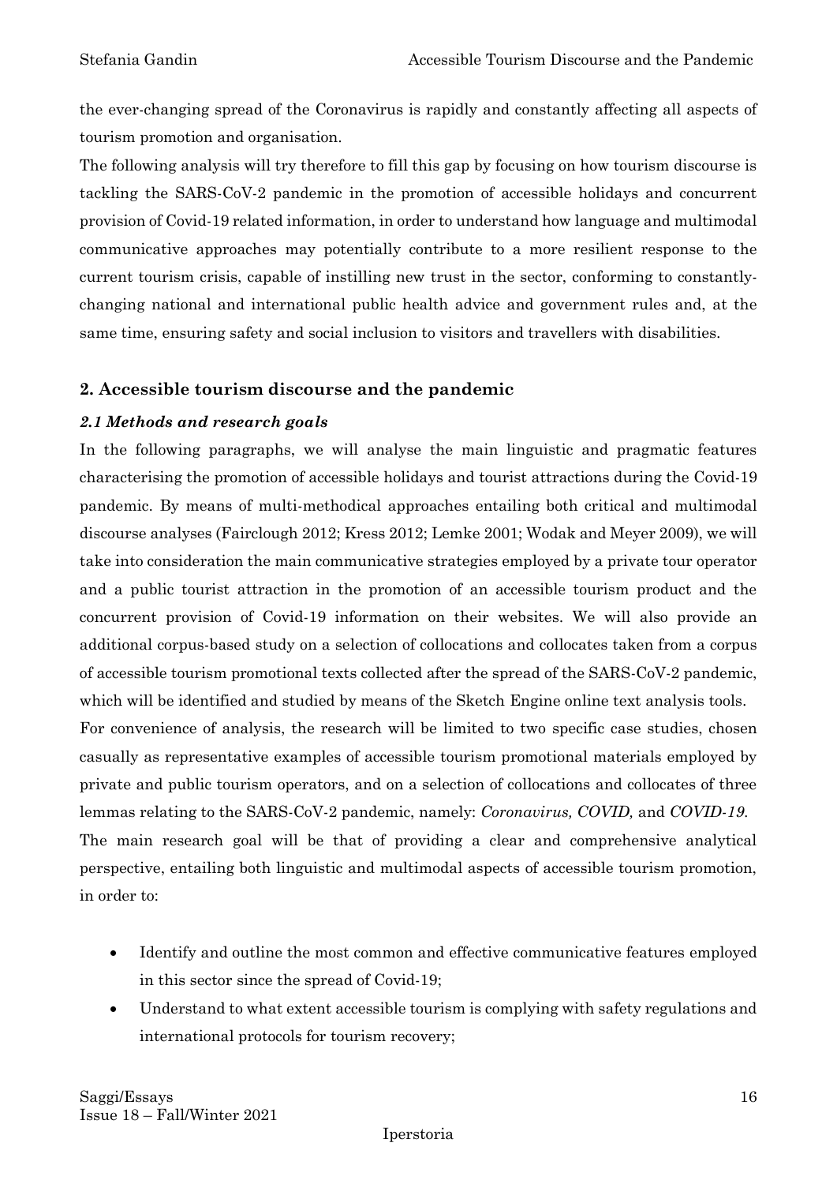the ever-changing spread of the Coronavirus is rapidly and constantly affecting all aspects of tourism promotion and organisation.

The following analysis will try therefore to fill this gap by focusing on how tourism discourse is tackling the SARS-CoV-2 pandemic in the promotion of accessible holidays and concurrent provision of Covid-19 related information, in order to understand how language and multimodal communicative approaches may potentially contribute to a more resilient response to the current tourism crisis, capable of instilling new trust in the sector, conforming to constantly-changing national and international public health advice and government rules and, at the same time, ensuring safety and social inclusion to visitors and travellers with disabilities.

## 2. Accessible tourism discourse and the pandemic

### *2.1 Methods and research goals*

In the following paragraphs, we will analyse the main linguistic and pragmatic features characterising the promotion of accessible holidays and tourist attractions during the Covid-19 pandemic. By means of multi-methodical approaches entailing both critical and multimodal discourse analyses (Fairclough 2012; Kress 2012; Lemke 2001; Wodak and Meyer 2009), we will take into consideration the main communicative strategies employed by a private tour operator and a public tourist attraction in the promotion of an accessible tourism product and the concurrent provision of Covid-19 information on their websites. We will also provide an additional corpus-based study on a selection of collocations and collocates taken from a corpus of accessible tourism promotional texts collected after the spread of the SARS-CoV-2 pandemic, which will be identified and studied by means of the Sketch Engine online text analysis tools.

For convenience of analysis, the research will be limited to two specific case studies, chosen casually as representative examples of accessible tourism promotional materials employed by private and public tourism operators, and on a selection of collocations and collocates of three lemmas relating to the SARS-CoV-2 pandemic, namely: *Coronavirus, COVID,* and *COVID-19.*

The main research goal will be that of providing a clear and comprehensive analytical perspective, entailing both linguistic and multimodal aspects of accessible tourism promotion, in order to:

- Identify and outline the most common and effective communicative features employed in this sector since the spread of Covid-19;
- Understand to what extent accessible tourism is complying with safety regulations and international protocols for tourism recovery;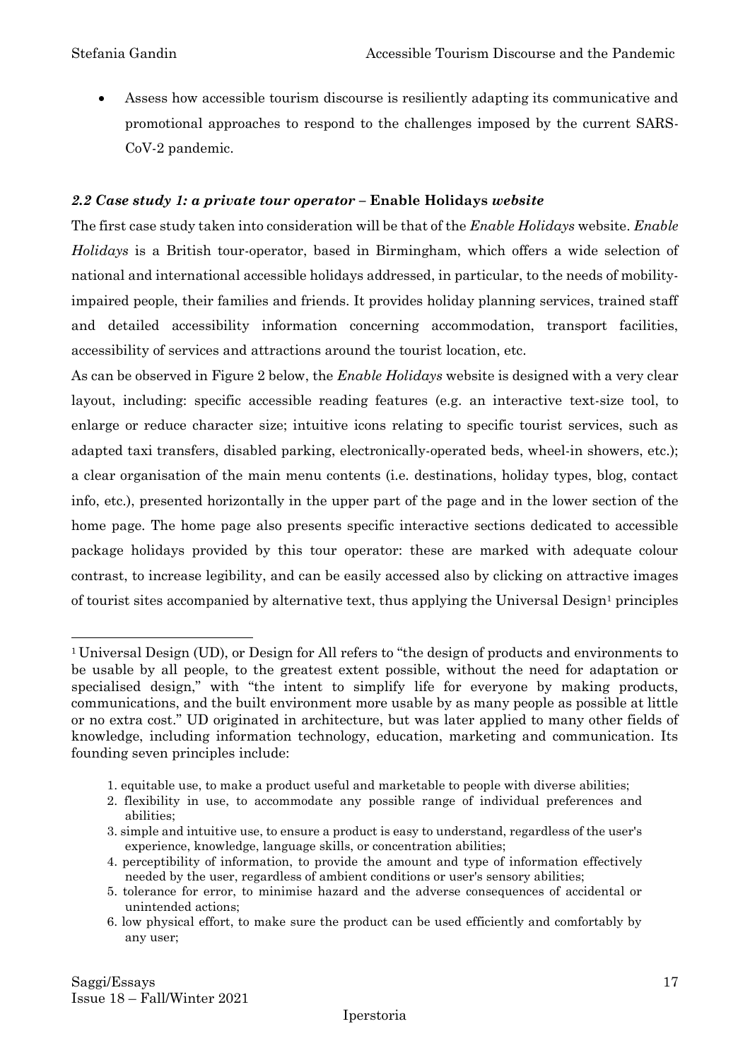- Assess how accessible tourism discourse is resiliently adapting its communicative and promotional approaches to respond to the challenges imposed by the current SARS-CoV-2 pandemic.

### *2.2 Case study 1: a private tour operator –* **Enable Holidays** *website*

The first case study taken into consideration will be that of the *Enable Holidays* website. *Enable Holidays* is a British tour-operator, based in Birmingham, which offers a wide selection of national and international accessible holidays addressed, in particular, to the needs of mobility-impaired people, their families and friends. It provides holiday planning services, trained staff and detailed accessibility information concerning accommodation, transport facilities, accessibility of services and attractions around the tourist location, etc.

As can be observed in Figure 2 below, the *Enable Holidays* website is designed with a very clear layout, including: specific accessible reading features (e.g. an interactive text-size tool, to enlarge or reduce character size; intuitive icons relating to specific tourist services, such as adapted taxi transfers, disabled parking, electronically-operated beds, wheel-in showers, etc.); a clear organisation of the main menu contents (i.e. destinations, holiday types, blog, contact info, etc.), presented horizontally in the upper part of the page and in the lower section of the home page. The home page also presents specific interactive sections dedicated to accessible package holidays provided by this tour operator: these are marked with adequate colour contrast, to increase legibility, and can be easily accessed also by clicking on attractive images of tourist sites accompanied by alternative text, thus applying the Universal Design[1] principles

---

[1] Universal Design (UD), or Design for All refers to "the design of products and environments to be usable by all people, to the greatest extent possible, without the need for adaptation or specialised design," with "the intent to simplify life for everyone by making products, communications, and the built environment more usable by as many people as possible at little or no extra cost." UD originated in architecture, but was later applied to many other fields of knowledge, including information technology, education, marketing and communication. Its founding seven principles include:

1. equitable use, to make a product useful and marketable to people with diverse abilities;
2. flexibility in use, to accommodate any possible range of individual preferences and abilities;
3. simple and intuitive use, to ensure a product is easy to understand, regardless of the user's experience, knowledge, language skills, or concentration abilities;
4. perceptibility of information, to provide the amount and type of information effectively needed by the user, regardless of ambient conditions or user's sensory abilities;
5. tolerance for error, to minimise hazard and the adverse consequences of accidental or unintended actions;
6. low physical effort, to make sure the product can be used efficiently and comfortably by any user;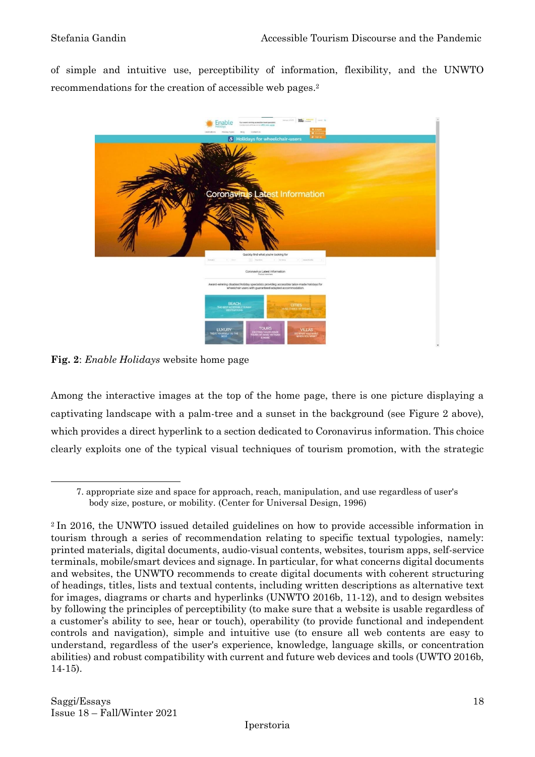of simple and intuitive use, perceptibility of information, flexibility, and the UNWTO recommendations for the creation of accessible web pages.[2]

**Fig. 2**: *Enable Holidays* website home page

Among the interactive images at the top of the home page, there is one picture displaying a captivating landscape with a palm-tree and a sunset in the background (see Figure 2 above), which provides a direct hyperlink to a section dedicated to Coronavirus information. This choice clearly exploits one of the typical visual techniques of tourism promotion, with the strategic

---

7. appropriate size and space for approach, reach, manipulation, and use regardless of user's body size, posture, or mobility. (Center for Universal Design, 1996)

[2] In 2016, the UNWTO issued detailed guidelines on how to provide accessible information in tourism through a series of recommendation relating to specific textual typologies, namely: printed materials, digital documents, audio-visual contents, websites, tourism apps, self-service terminals, mobile/smart devices and signage. In particular, for what concerns digital documents and websites, the UNWTO recommends to create digital documents with coherent structuring of headings, titles, lists and textual contents, including written descriptions as alternative text for images, diagrams or charts and hyperlinks (UNWTO 2016b, 11-12), and to design websites by following the principles of perceptibility (to make sure that a website is usable regardless of a customer's ability to see, hear or touch), operability (to provide functional and independent controls and navigation), simple and intuitive use (to ensure all web contents are easy to understand, regardless of the user's experience, knowledge, language skills, or concentration abilities) and robust compatibility with current and future web devices and tools (UWTO 2016b, 14-15).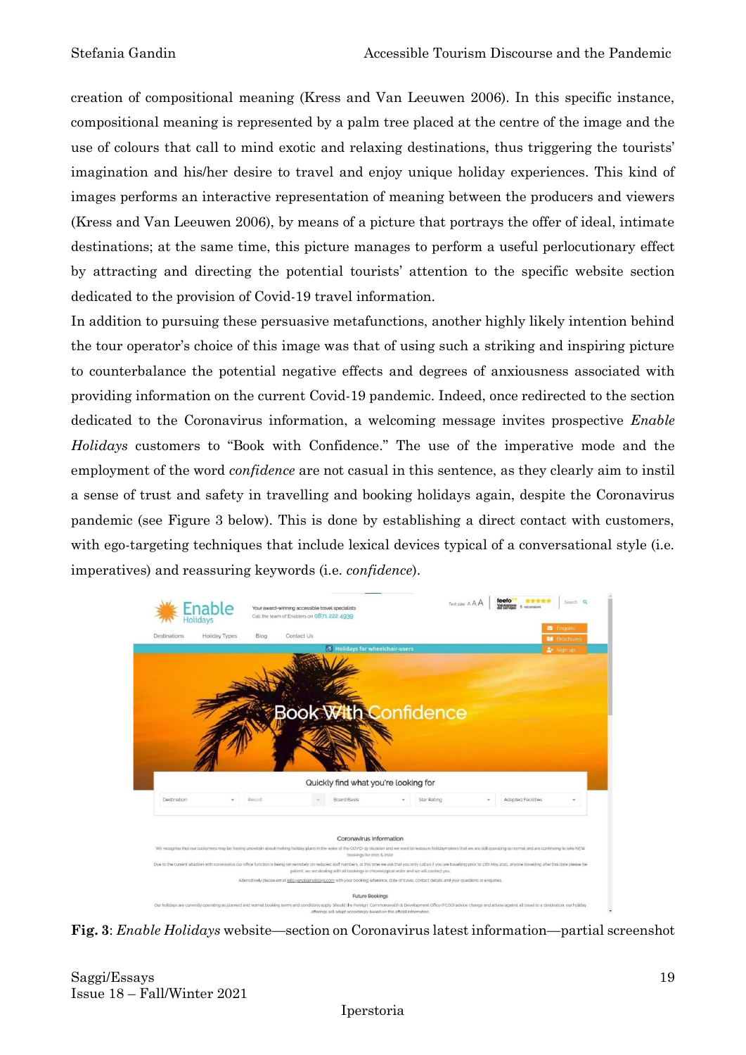creation of compositional meaning (Kress and Van Leeuwen 2006). In this specific instance, compositional meaning is represented by a palm tree placed at the centre of the image and the use of colours that call to mind exotic and relaxing destinations, thus triggering the tourists' imagination and his/her desire to travel and enjoy unique holiday experiences. This kind of images performs an interactive representation of meaning between the producers and viewers (Kress and Van Leeuwen 2006), by means of a picture that portrays the offer of ideal, intimate destinations; at the same time, this picture manages to perform a useful perlocutionary effect by attracting and directing the potential tourists' attention to the specific website section dedicated to the provision of Covid-19 travel information.

In addition to pursuing these persuasive metafunctions, another highly likely intention behind the tour operator's choice of this image was that of using such a striking and inspiring picture to counterbalance the potential negative effects and degrees of anxiousness associated with providing information on the current Covid-19 pandemic. Indeed, once redirected to the section dedicated to the Coronavirus information, a welcoming message invites prospective *Enable Holidays* customers to "Book with Confidence." The use of the imperative mode and the employment of the word *confidence* are not casual in this sentence, as they clearly aim to instil a sense of trust and safety in travelling and booking holidays again, despite the Coronavirus pandemic (see Figure 3 below). This is done by establishing a direct contact with customers, with ego-targeting techniques that include lexical devices typical of a conversational style (i.e. imperatives) and reassuring keywords (i.e. *confidence*).

**Fig. 3**: *Enable Holidays* website—section on Coronavirus latest information—partial screenshot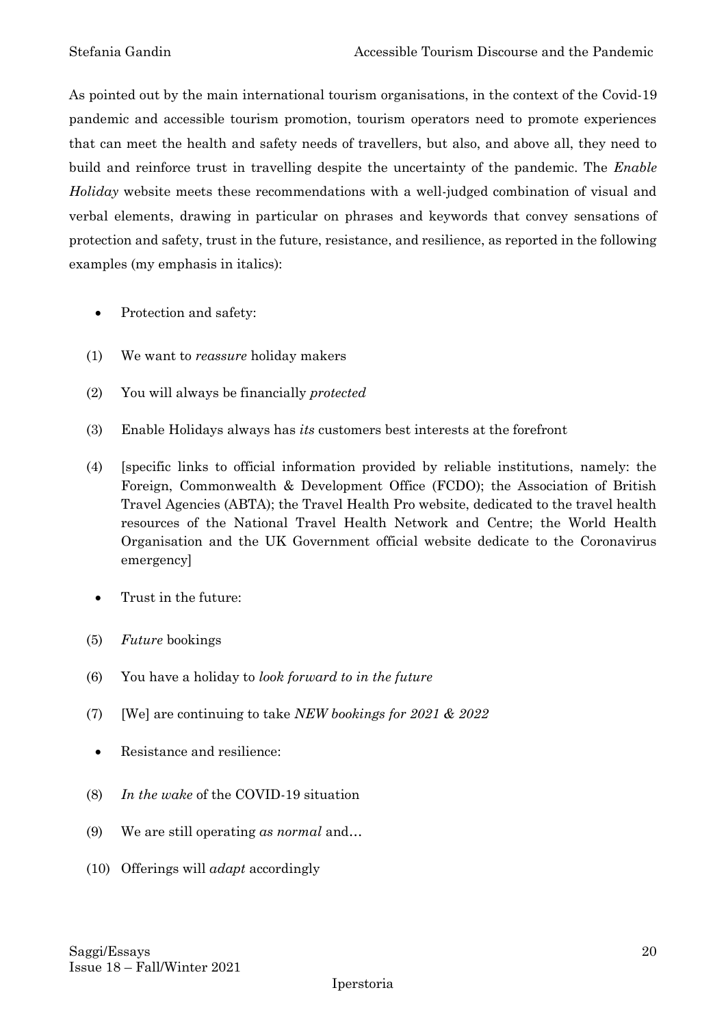As pointed out by the main international tourism organisations, in the context of the Covid-19 pandemic and accessible tourism promotion, tourism operators need to promote experiences that can meet the health and safety needs of travellers, but also, and above all, they need to build and reinforce trust in travelling despite the uncertainty of the pandemic. The *Enable Holiday* website meets these recommendations with a well-judged combination of visual and verbal elements, drawing in particular on phrases and keywords that convey sensations of protection and safety, trust in the future, resistance, and resilience, as reported in the following examples (my emphasis in italics):

- Protection and safety:

(1) We want to *reassure* holiday makers

(2) You will always be financially *protected*

(3) Enable Holidays always has *its* customers best interests at the forefront

(4) [specific links to official information provided by reliable institutions, namely: the Foreign, Commonwealth & Development Office (FCDO); the Association of British Travel Agencies (ABTA); the Travel Health Pro website, dedicated to the travel health resources of the National Travel Health Network and Centre; the World Health Organisation and the UK Government official website dedicate to the Coronavirus emergency]

- Trust in the future:

(5) *Future* bookings

(6) You have a holiday to *look forward to in the future*

(7) [We] are continuing to take *NEW bookings for 2021 & 2022*

- Resistance and resilience:

(8) *In the wake* of the COVID-19 situation

(9) We are still operating *as normal* and…

(10) Offerings will *adapt* accordingly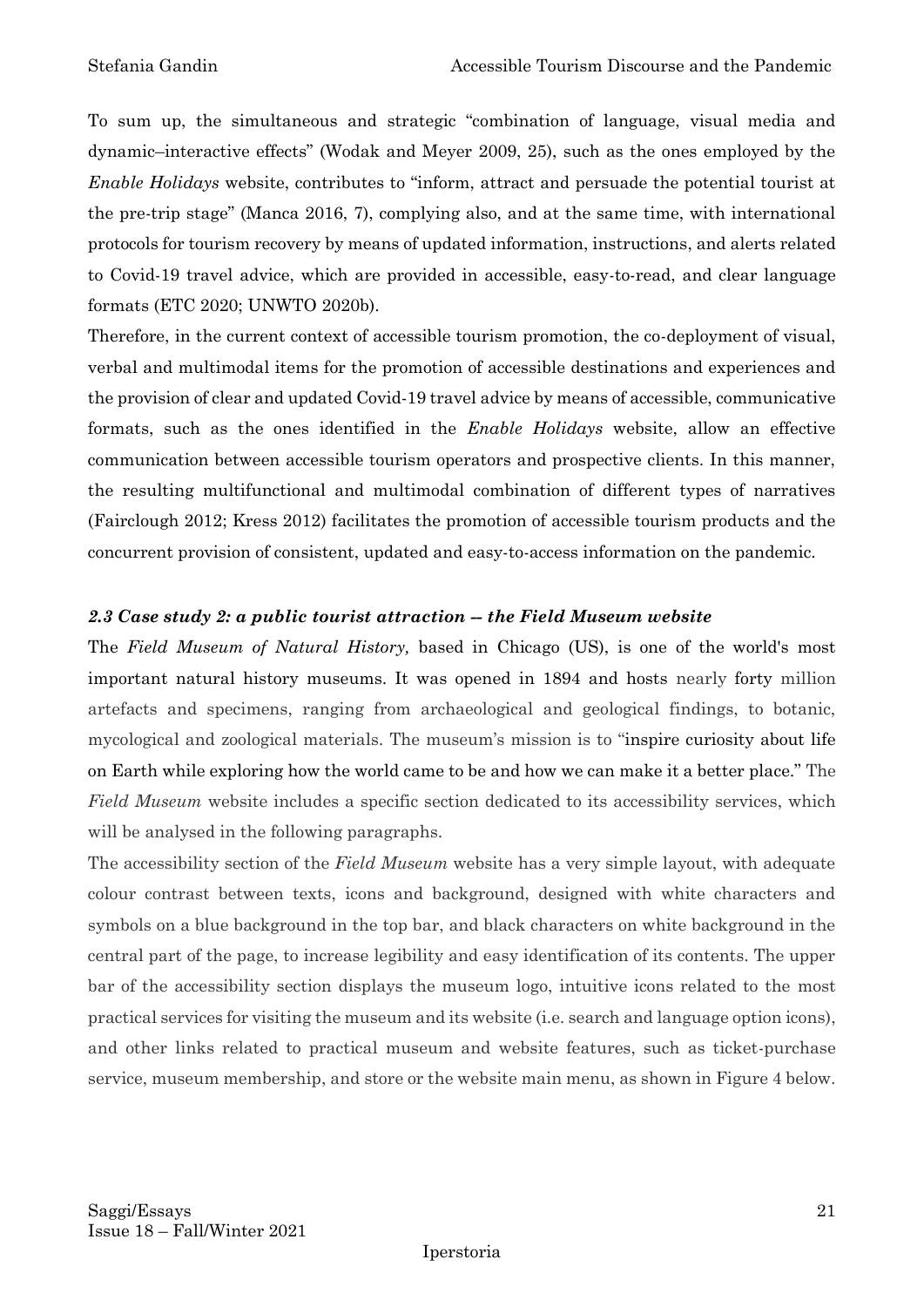To sum up, the simultaneous and strategic "combination of language, visual media and dynamic–interactive effects" (Wodak and Meyer 2009, 25), such as the ones employed by the *Enable Holidays* website, contributes to "inform, attract and persuade the potential tourist at the pre-trip stage" (Manca 2016, 7), complying also, and at the same time, with international protocols for tourism recovery by means of updated information, instructions, and alerts related to Covid-19 travel advice, which are provided in accessible, easy-to-read, and clear language formats (ETC 2020; UNWTO 2020b).

Therefore, in the current context of accessible tourism promotion, the co-deployment of visual, verbal and multimodal items for the promotion of accessible destinations and experiences and the provision of clear and updated Covid-19 travel advice by means of accessible, communicative formats, such as the ones identified in the *Enable Holidays* website, allow an effective communication between accessible tourism operators and prospective clients. In this manner, the resulting multifunctional and multimodal combination of different types of narratives (Fairclough 2012; Kress 2012) facilitates the promotion of accessible tourism products and the concurrent provision of consistent, updated and easy-to-access information on the pandemic.

### *2.3 Case study 2: a public tourist attraction – the Field Museum website*

The *Field Museum of Natural History,* based in Chicago (US), is one of the world's most important natural history museums. It was opened in 1894 and hosts nearly forty million artefacts and specimens, ranging from archaeological and geological findings, to botanic, mycological and zoological materials. The museum's mission is to "inspire curiosity about life on Earth while exploring how the world came to be and how we can make it a better place." The *Field Museum* website includes a specific section dedicated to its accessibility services, which will be analysed in the following paragraphs.

The accessibility section of the *Field Museum* website has a very simple layout, with adequate colour contrast between texts, icons and background, designed with white characters and symbols on a blue background in the top bar, and black characters on white background in the central part of the page, to increase legibility and easy identification of its contents. The upper bar of the accessibility section displays the museum logo, intuitive icons related to the most practical services for visiting the museum and its website (i.e. search and language option icons), and other links related to practical museum and website features, such as ticket-purchase service, museum membership, and store or the website main menu, as shown in Figure 4 below.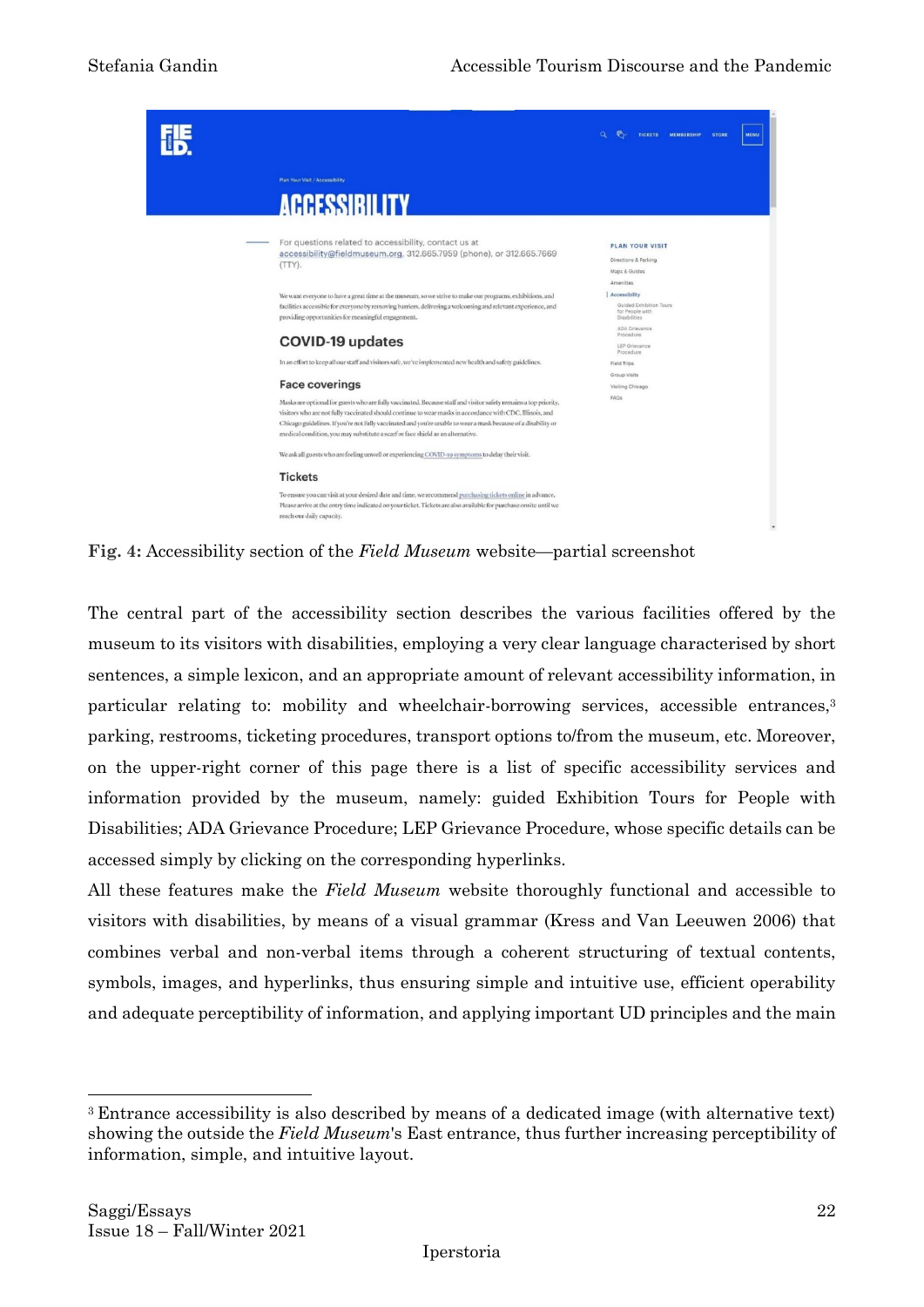**Fig. 4:** Accessibility section of the *Field Museum* website—partial screenshot

The central part of the accessibility section describes the various facilities offered by the museum to its visitors with disabilities, employing a very clear language characterised by short sentences, a simple lexicon, and an appropriate amount of relevant accessibility information, in particular relating to: mobility and wheelchair-borrowing services, accessible entrances,[3] parking, restrooms, ticketing procedures, transport options to/from the museum, etc. Moreover, on the upper-right corner of this page there is a list of specific accessibility services and information provided by the museum, namely: guided Exhibition Tours for People with Disabilities; ADA Grievance Procedure; LEP Grievance Procedure, whose specific details can be accessed simply by clicking on the corresponding hyperlinks.

All these features make the *Field Museum* website thoroughly functional and accessible to visitors with disabilities, by means of a visual grammar (Kress and Van Leeuwen 2006) that combines verbal and non-verbal items through a coherent structuring of textual contents, symbols, images, and hyperlinks, thus ensuring simple and intuitive use, efficient operability and adequate perceptibility of information, and applying important UD principles and the main

---

[3] Entrance accessibility is also described by means of a dedicated image (with alternative text) showing the outside the *Field Museum*'s East entrance, thus further increasing perceptibility of information, simple, and intuitive layout.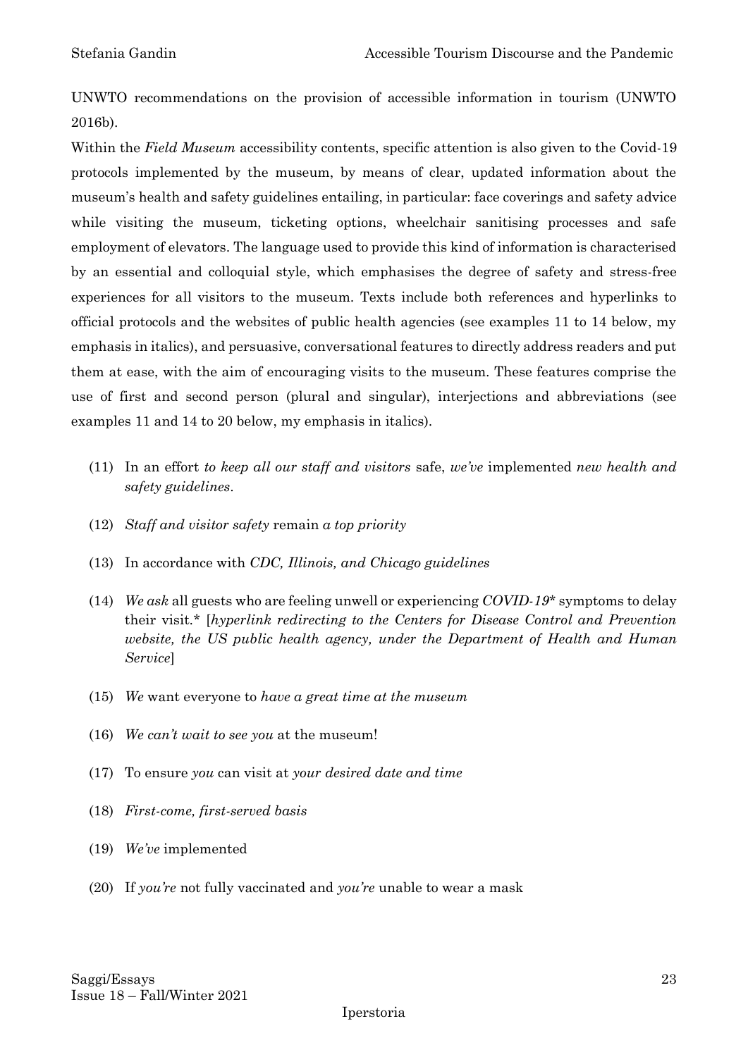UNWTO recommendations on the provision of accessible information in tourism (UNWTO 2016b).

Within the *Field Museum* accessibility contents, specific attention is also given to the Covid-19 protocols implemented by the museum, by means of clear, updated information about the museum's health and safety guidelines entailing, in particular: face coverings and safety advice while visiting the museum, ticketing options, wheelchair sanitising processes and safe employment of elevators. The language used to provide this kind of information is characterised by an essential and colloquial style, which emphasises the degree of safety and stress-free experiences for all visitors to the museum. Texts include both references and hyperlinks to official protocols and the websites of public health agencies (see examples 11 to 14 below, my emphasis in italics), and persuasive, conversational features to directly address readers and put them at ease, with the aim of encouraging visits to the museum. These features comprise the use of first and second person (plural and singular), interjections and abbreviations (see examples 11 and 14 to 20 below, my emphasis in italics).

(11) In an effort *to keep all our staff and visitors* safe, *we've* implemented *new health and safety guidelines*.

(12) *Staff and visitor safety* remain *a top priority*

(13) In accordance with *CDC, Illinois, and Chicago guidelines*

(14) *We ask* all guests who are feeling unwell or experiencing *COVID-19\** symptoms to delay their visit.\* [*hyperlink redirecting to the Centers for Disease Control and Prevention website, the US public health agency, under the Department of Health and Human Service*]

(15) *We* want everyone to *have a great time at the museum*

(16) *We can't wait to see you* at the museum!

(17) To ensure *you* can visit at *your desired date and time*

(18) *First-come, first-served basis*

(19) *We've* implemented

(20) If *you're* not fully vaccinated and *you're* unable to wear a mask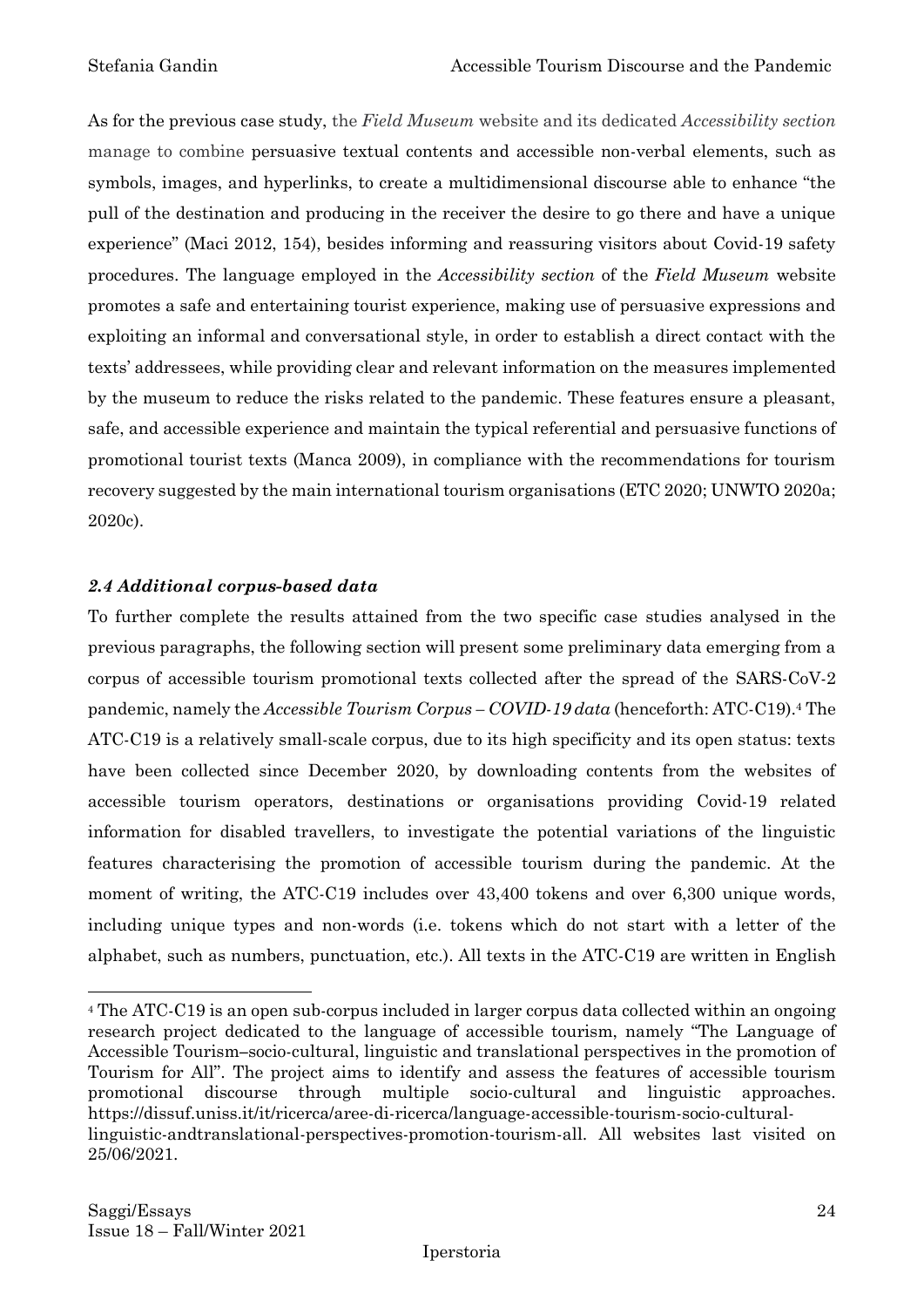As for the previous case study, the *Field Museum* website and its dedicated *Accessibility section* manage to combine persuasive textual contents and accessible non-verbal elements, such as symbols, images, and hyperlinks, to create a multidimensional discourse able to enhance "the pull of the destination and producing in the receiver the desire to go there and have a unique experience" (Maci 2012, 154), besides informing and reassuring visitors about Covid-19 safety procedures. The language employed in the *Accessibility section* of the *Field Museum* website promotes a safe and entertaining tourist experience, making use of persuasive expressions and exploiting an informal and conversational style, in order to establish a direct contact with the texts' addressees, while providing clear and relevant information on the measures implemented by the museum to reduce the risks related to the pandemic. These features ensure a pleasant, safe, and accessible experience and maintain the typical referential and persuasive functions of promotional tourist texts (Manca 2009), in compliance with the recommendations for tourism recovery suggested by the main international tourism organisations (ETC 2020; UNWTO 2020a; 2020c).

### *2.4 Additional corpus-based data*

To further complete the results attained from the two specific case studies analysed in the previous paragraphs, the following section will present some preliminary data emerging from a corpus of accessible tourism promotional texts collected after the spread of the SARS-CoV-2 pandemic, namely the *Accessible Tourism Corpus – COVID-19 data* (henceforth: ATC-C19).[4] The ATC-C19 is a relatively small-scale corpus, due to its high specificity and its open status: texts have been collected since December 2020, by downloading contents from the websites of accessible tourism operators, destinations or organisations providing Covid-19 related information for disabled travellers, to investigate the potential variations of the linguistic features characterising the promotion of accessible tourism during the pandemic. At the moment of writing, the ATC-C19 includes over 43,400 tokens and over 6,300 unique words, including unique types and non-words (i.e. tokens which do not start with a letter of the alphabet, such as numbers, punctuation, etc.). All texts in the ATC-C19 are written in English

---

[4] The ATC-C19 is an open sub-corpus included in larger corpus data collected within an ongoing research project dedicated to the language of accessible tourism, namely "The Language of Accessible Tourism–socio-cultural, linguistic and translational perspectives in the promotion of Tourism for All". The project aims to identify and assess the features of accessible tourism promotional discourse through multiple socio-cultural and linguistic approaches. https://dissuf.uniss.it/it/ricerca/aree-di-ricerca/language-accessible-tourism-socio-cultural-linguistic-andtranslational-perspectives-promotion-tourism-all. All websites last visited on 25/06/2021.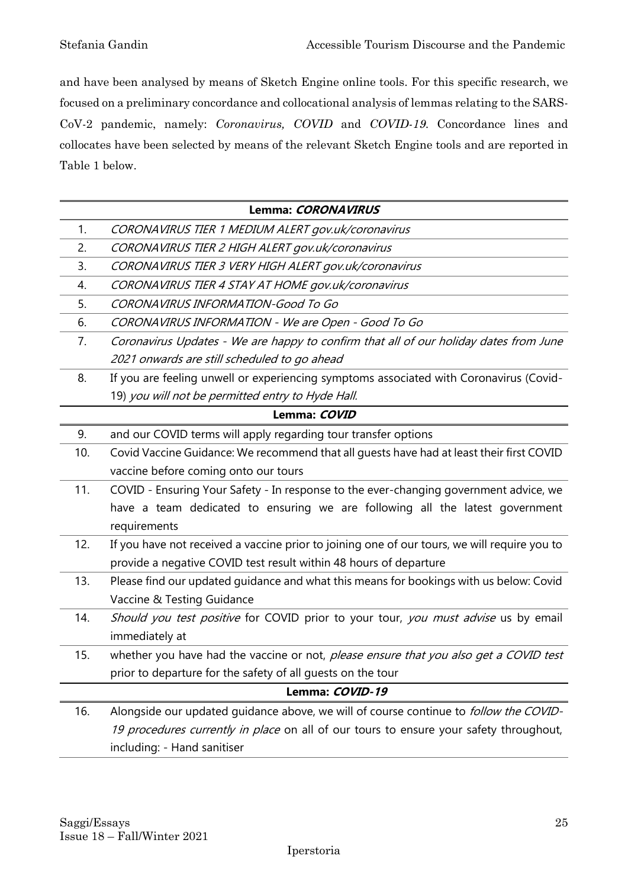and have been analysed by means of Sketch Engine online tools. For this specific research, we focused on a preliminary concordance and collocational analysis of lemmas relating to the SARS-CoV-2 pandemic, namely: *Coronavirus, COVID* and *COVID-19*. Concordance lines and collocates have been selected by means of the relevant Sketch Engine tools and are reported in Table 1 below.

| | **Lemma: *CORONAVIRUS*** |
|---|---|
| 1. | *CORONAVIRUS TIER 1 MEDIUM ALERT gov.uk/coronavirus* |
| 2. | *CORONAVIRUS TIER 2 HIGH ALERT gov.uk/coronavirus* |
| 3. | *CORONAVIRUS TIER 3 VERY HIGH ALERT gov.uk/coronavirus* |
| 4. | *CORONAVIRUS TIER 4 STAY AT HOME gov.uk/coronavirus* |
| 5. | *CORONAVIRUS INFORMATION-Good To Go* |
| 6. | *CORONAVIRUS INFORMATION - We are Open - Good To Go* |
| 7. | *Coronavirus Updates - We are happy to confirm that all of our holiday dates from June 2021 onwards are still scheduled to go ahead* |
| 8. | If you are feeling unwell or experiencing symptoms associated with Coronavirus (Covid-19) *you will not be permitted entry to Hyde Hall.* |
| | **Lemma: *COVID*** |
| 9. | and our COVID terms will apply regarding tour transfer options |
| 10. | Covid Vaccine Guidance: We recommend that all guests have had at least their first COVID vaccine before coming onto our tours |
| 11. | COVID - Ensuring Your Safety - In response to the ever-changing government advice, we have a team dedicated to ensuring we are following all the latest government requirements |
| 12. | If you have not received a vaccine prior to joining one of our tours, we will require you to provide a negative COVID test result within 48 hours of departure |
| 13. | Please find our updated guidance and what this means for bookings with us below: Covid Vaccine & Testing Guidance |
| 14. | *Should you test positive* for COVID prior to your tour, *you must advise* us by email immediately at |
| 15. | whether you have had the vaccine or not, *please ensure that you also get a COVID test* prior to departure for the safety of all guests on the tour |
| | **Lemma: *COVID-19*** |
| 16. | Alongside our updated guidance above, we will of course continue to *follow the COVID-19 procedures currently in place* on all of our tours to ensure your safety throughout, including: - Hand sanitiser |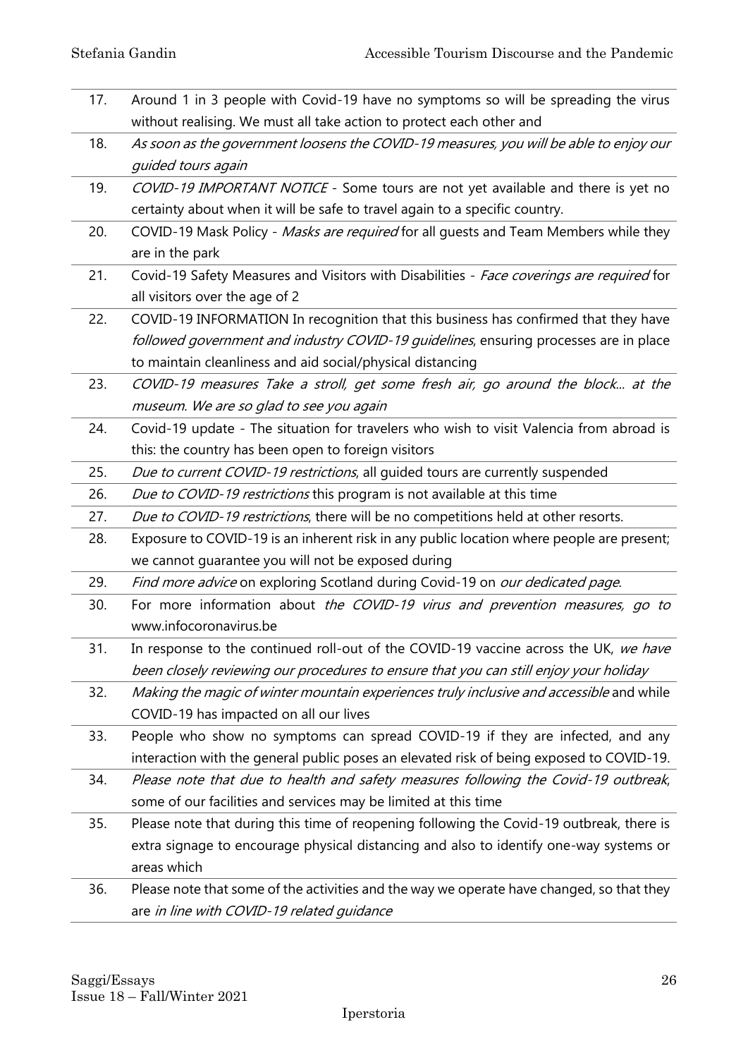| | |
|---|---|
| 17. | Around 1 in 3 people with Covid-19 have no symptoms so will be spreading the virus without realising. We must all take action to protect each other and |
| 18. | *As soon as the government loosens the COVID-19 measures, you will be able to enjoy our guided tours again* |
| 19. | *COVID-19 IMPORTANT NOTICE* - Some tours are not yet available and there is yet no certainty about when it will be safe to travel again to a specific country. |
| 20. | COVID-19 Mask Policy - *Masks are required* for all guests and Team Members while they are in the park |
| 21. | Covid-19 Safety Measures and Visitors with Disabilities - *Face coverings are required* for all visitors over the age of 2 |
| 22. | COVID-19 INFORMATION In recognition that this business has confirmed that they have *followed government and industry COVID-19 guidelines*, ensuring processes are in place to maintain cleanliness and aid social/physical distancing |
| 23. | *COVID-19 measures Take a stroll, get some fresh air, go around the block... at the museum. We are so glad to see you again* |
| 24. | Covid-19 update - The situation for travelers who wish to visit Valencia from abroad is this: the country has been open to foreign visitors |
| 25. | *Due to current COVID-19 restrictions*, all guided tours are currently suspended |
| 26. | *Due to COVID-19 restrictions* this program is not available at this time |
| 27. | *Due to COVID-19 restrictions*, there will be no competitions held at other resorts. |
| 28. | Exposure to COVID-19 is an inherent risk in any public location where people are present; we cannot guarantee you will not be exposed during |
| 29. | *Find more advice* on exploring Scotland during Covid-19 on *our dedicated page*. |
| 30. | For more information about *the COVID-19 virus and prevention measures, go to* www.infocoronavirus.be |
| 31. | In response to the continued roll-out of the COVID-19 vaccine across the UK, *we have been closely reviewing our procedures to ensure that you can still enjoy your holiday* |
| 32. | *Making the magic of winter mountain experiences truly inclusive and accessible* and while COVID-19 has impacted on all our lives |
| 33. | People who show no symptoms can spread COVID-19 if they are infected, and any interaction with the general public poses an elevated risk of being exposed to COVID-19. |
| 34. | *Please note that due to health and safety measures following the Covid-19 outbreak*, some of our facilities and services may be limited at this time |
| 35. | Please note that during this time of reopening following the Covid-19 outbreak, there is extra signage to encourage physical distancing and also to identify one-way systems or areas which |
| 36. | Please note that some of the activities and the way we operate have changed, so that they are *in line with COVID-19 related guidance* |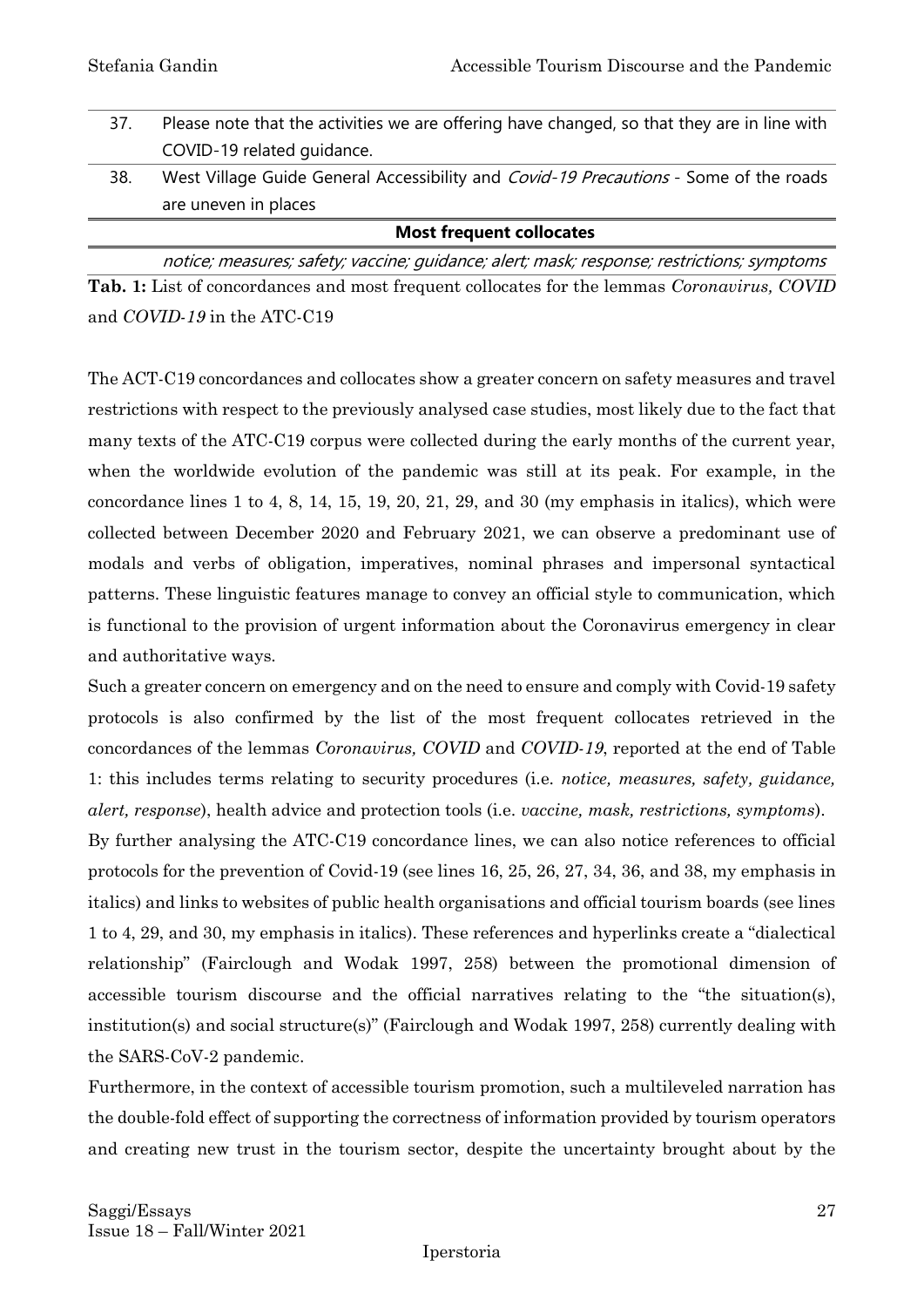| | |
|---|---|
| 37. | Please note that the activities we are offering have changed, so that they are in line with COVID-19 related guidance. |
| 38. | West Village Guide General Accessibility and *Covid-19 Precautions* - Some of the roads are uneven in places |
| | **Most frequent collocates** |
| | *notice; measures; safety; vaccine; guidance; alert; mask; response; restrictions; symptoms* |

**Tab. 1:** List of concordances and most frequent collocates for the lemmas *Coronavirus, COVID* and *COVID-19* in the ATC-C19

The ACT-C19 concordances and collocates show a greater concern on safety measures and travel restrictions with respect to the previously analysed case studies, most likely due to the fact that many texts of the ATC-C19 corpus were collected during the early months of the current year, when the worldwide evolution of the pandemic was still at its peak. For example, in the concordance lines 1 to 4, 8, 14, 15, 19, 20, 21, 29, and 30 (my emphasis in italics), which were collected between December 2020 and February 2021, we can observe a predominant use of modals and verbs of obligation, imperatives, nominal phrases and impersonal syntactical patterns. These linguistic features manage to convey an official style to communication, which is functional to the provision of urgent information about the Coronavirus emergency in clear and authoritative ways.

Such a greater concern on emergency and on the need to ensure and comply with Covid-19 safety protocols is also confirmed by the list of the most frequent collocates retrieved in the concordances of the lemmas *Coronavirus, COVID* and *COVID-19*, reported at the end of Table 1: this includes terms relating to security procedures (i.e. *notice, measures, safety, guidance, alert, response*), health advice and protection tools (i.e. *vaccine, mask, restrictions, symptoms*).

By further analysing the ATC-C19 concordance lines, we can also notice references to official protocols for the prevention of Covid-19 (see lines 16, 25, 26, 27, 34, 36, and 38, my emphasis in italics) and links to websites of public health organisations and official tourism boards (see lines 1 to 4, 29, and 30, my emphasis in italics). These references and hyperlinks create a "dialectical relationship" (Fairclough and Wodak 1997, 258) between the promotional dimension of accessible tourism discourse and the official narratives relating to the "the situation(s), institution(s) and social structure(s)" (Fairclough and Wodak 1997, 258) currently dealing with the SARS-CoV-2 pandemic.

Furthermore, in the context of accessible tourism promotion, such a multileveled narration has the double-fold effect of supporting the correctness of information provided by tourism operators and creating new trust in the tourism sector, despite the uncertainty brought about by the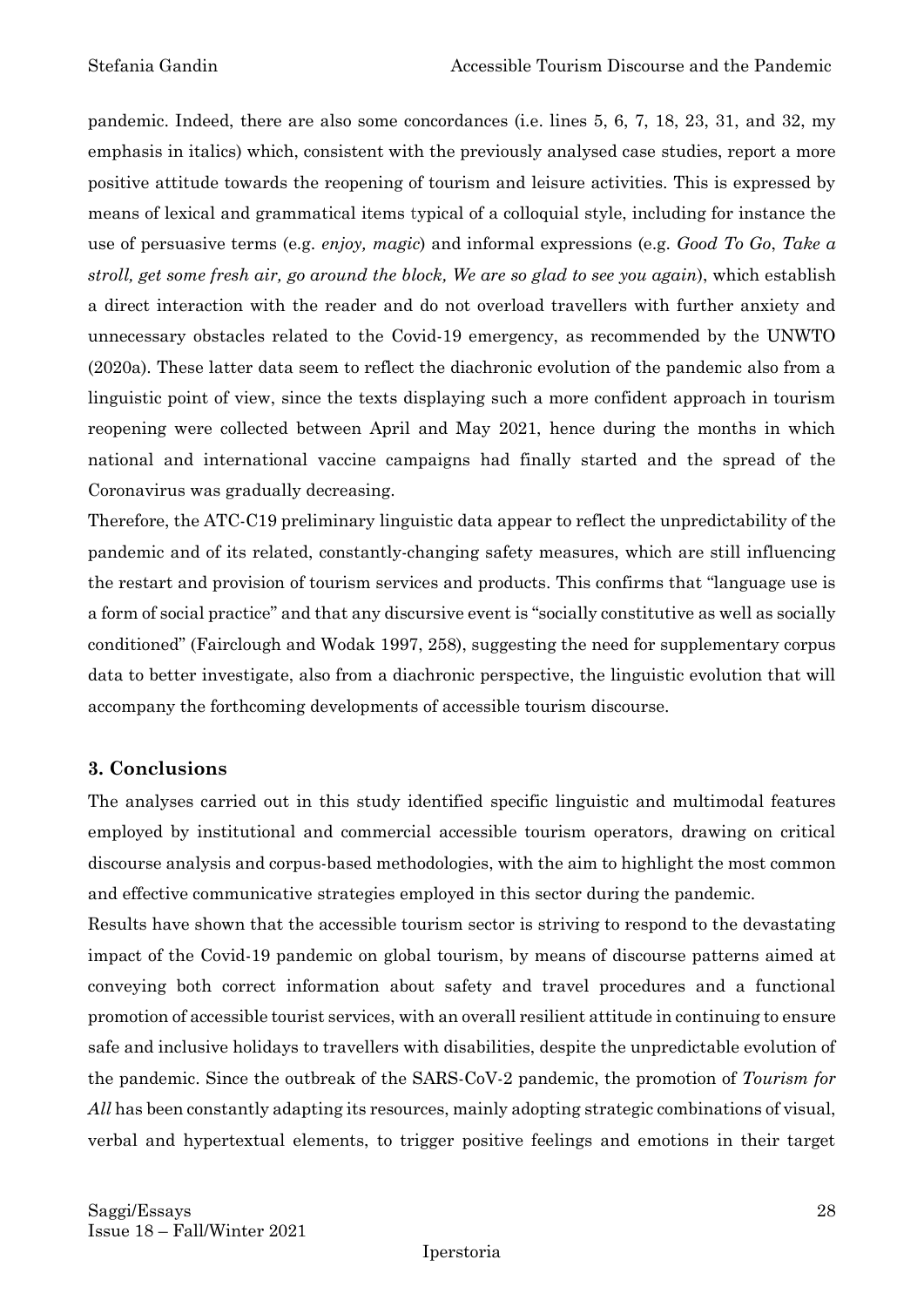pandemic. Indeed, there are also some concordances (i.e. lines 5, 6, 7, 18, 23, 31, and 32, my emphasis in italics) which, consistent with the previously analysed case studies, report a more positive attitude towards the reopening of tourism and leisure activities. This is expressed by means of lexical and grammatical items typical of a colloquial style, including for instance the use of persuasive terms (e.g. *enjoy, magic*) and informal expressions (e.g. *Good To Go*, *Take a stroll, get some fresh air, go around the block, We are so glad to see you again*), which establish a direct interaction with the reader and do not overload travellers with further anxiety and unnecessary obstacles related to the Covid-19 emergency, as recommended by the UNWTO (2020a). These latter data seem to reflect the diachronic evolution of the pandemic also from a linguistic point of view, since the texts displaying such a more confident approach in tourism reopening were collected between April and May 2021, hence during the months in which national and international vaccine campaigns had finally started and the spread of the Coronavirus was gradually decreasing.

Therefore, the ATC-C19 preliminary linguistic data appear to reflect the unpredictability of the pandemic and of its related, constantly-changing safety measures, which are still influencing the restart and provision of tourism services and products. This confirms that "language use is a form of social practice" and that any discursive event is "socially constitutive as well as socially conditioned" (Fairclough and Wodak 1997, 258), suggesting the need for supplementary corpus data to better investigate, also from a diachronic perspective, the linguistic evolution that will accompany the forthcoming developments of accessible tourism discourse.

## 3. Conclusions

The analyses carried out in this study identified specific linguistic and multimodal features employed by institutional and commercial accessible tourism operators, drawing on critical discourse analysis and corpus-based methodologies, with the aim to highlight the most common and effective communicative strategies employed in this sector during the pandemic.

Results have shown that the accessible tourism sector is striving to respond to the devastating impact of the Covid-19 pandemic on global tourism, by means of discourse patterns aimed at conveying both correct information about safety and travel procedures and a functional promotion of accessible tourist services, with an overall resilient attitude in continuing to ensure safe and inclusive holidays to travellers with disabilities, despite the unpredictable evolution of the pandemic. Since the outbreak of the SARS-CoV-2 pandemic, the promotion of *Tourism for All* has been constantly adapting its resources, mainly adopting strategic combinations of visual, verbal and hypertextual elements, to trigger positive feelings and emotions in their target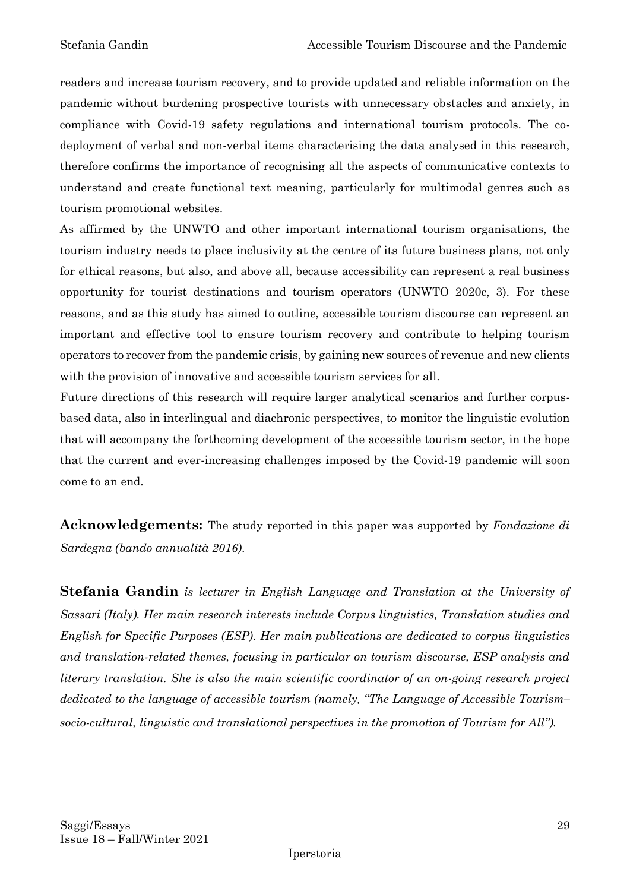readers and increase tourism recovery, and to provide updated and reliable information on the pandemic without burdening prospective tourists with unnecessary obstacles and anxiety, in compliance with Covid-19 safety regulations and international tourism protocols. The co-deployment of verbal and non-verbal items characterising the data analysed in this research, therefore confirms the importance of recognising all the aspects of communicative contexts to understand and create functional text meaning, particularly for multimodal genres such as tourism promotional websites.

As affirmed by the UNWTO and other important international tourism organisations, the tourism industry needs to place inclusivity at the centre of its future business plans, not only for ethical reasons, but also, and above all, because accessibility can represent a real business opportunity for tourist destinations and tourism operators (UNWTO 2020c, 3). For these reasons, and as this study has aimed to outline, accessible tourism discourse can represent an important and effective tool to ensure tourism recovery and contribute to helping tourism operators to recover from the pandemic crisis, by gaining new sources of revenue and new clients with the provision of innovative and accessible tourism services for all.

Future directions of this research will require larger analytical scenarios and further corpus-based data, also in interlingual and diachronic perspectives, to monitor the linguistic evolution that will accompany the forthcoming development of the accessible tourism sector, in the hope that the current and ever-increasing challenges imposed by the Covid-19 pandemic will soon come to an end.

**Acknowledgements:** The study reported in this paper was supported by *Fondazione di Sardegna (bando annualità 2016).*

**Stefania Gandin** *is lecturer in English Language and Translation at the University of Sassari (Italy). Her main research interests include Corpus linguistics, Translation studies and English for Specific Purposes (ESP). Her main publications are dedicated to corpus linguistics and translation-related themes, focusing in particular on tourism discourse, ESP analysis and literary translation. She is also the main scientific coordinator of an on-going research project dedicated to the language of accessible tourism (namely, "The Language of Accessible Tourism–socio-cultural, linguistic and translational perspectives in the promotion of Tourism for All").*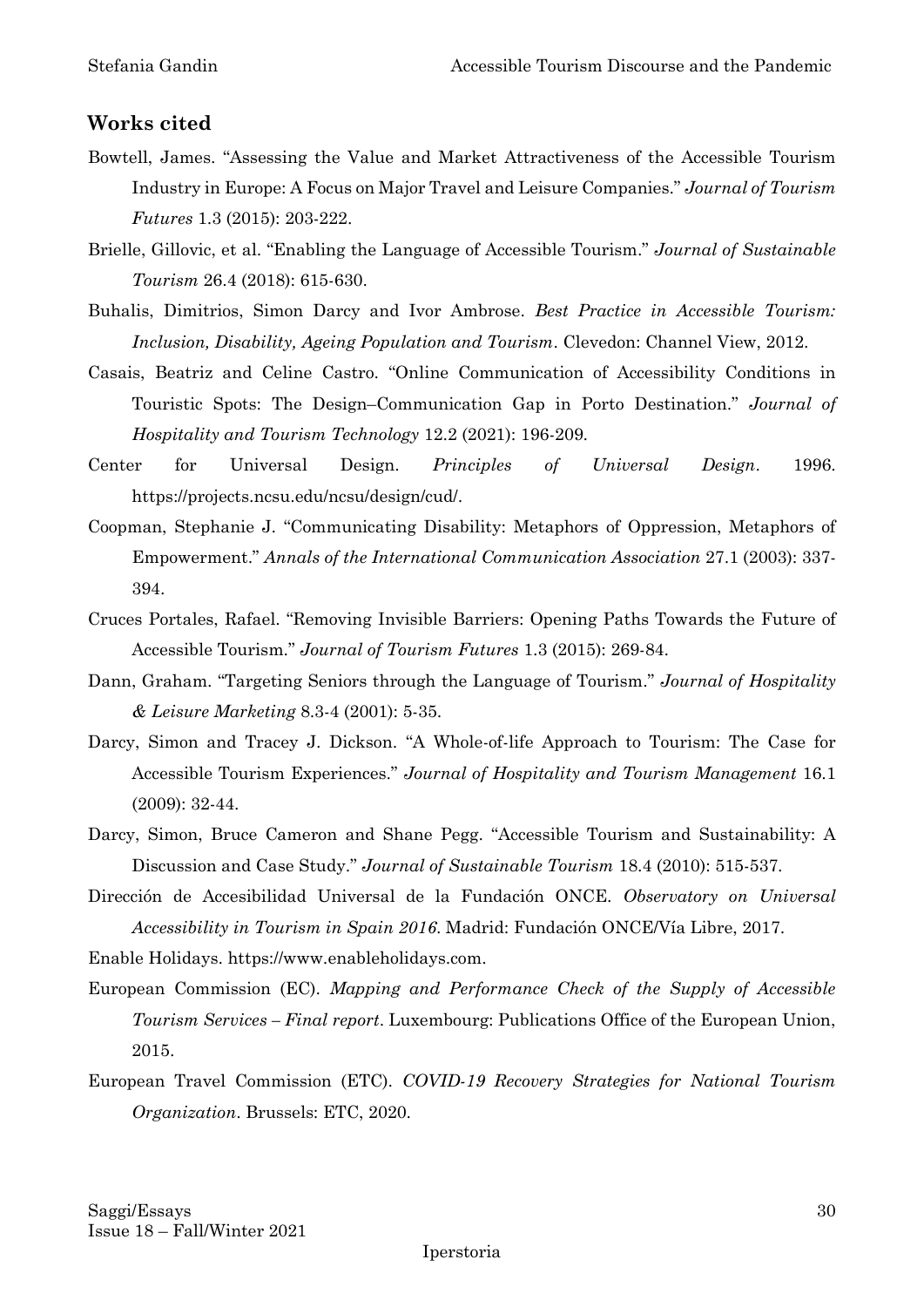## Works cited

Bowtell, James. "Assessing the Value and Market Attractiveness of the Accessible Tourism Industry in Europe: A Focus on Major Travel and Leisure Companies." *Journal of Tourism Futures* 1.3 (2015): 203-222.

Brielle, Gillovic, et al. "Enabling the Language of Accessible Tourism." *Journal of Sustainable Tourism* 26.4 (2018): 615-630.

Buhalis, Dimitrios, Simon Darcy and Ivor Ambrose. *Best Practice in Accessible Tourism: Inclusion, Disability, Ageing Population and Tourism*. Clevedon: Channel View, 2012.

Casais, Beatriz and Celine Castro. "Online Communication of Accessibility Conditions in Touristic Spots: The Design–Communication Gap in Porto Destination." *Journal of Hospitality and Tourism Technology* 12.2 (2021): 196-209.

Center for Universal Design. *Principles of Universal Design*. 1996. https://projects.ncsu.edu/ncsu/design/cud/.

Coopman, Stephanie J. "Communicating Disability: Metaphors of Oppression, Metaphors of Empowerment." *Annals of the International Communication Association* 27.1 (2003): 337-394.

Cruces Portales, Rafael. "Removing Invisible Barriers: Opening Paths Towards the Future of Accessible Tourism." *Journal of Tourism Futures* 1.3 (2015): 269-84.

Dann, Graham. "Targeting Seniors through the Language of Tourism." *Journal of Hospitality & Leisure Marketing* 8.3-4 (2001): 5-35.

Darcy, Simon and Tracey J. Dickson. "A Whole-of-life Approach to Tourism: The Case for Accessible Tourism Experiences." *Journal of Hospitality and Tourism Management* 16.1 (2009): 32-44.

Darcy, Simon, Bruce Cameron and Shane Pegg. "Accessible Tourism and Sustainability: A Discussion and Case Study." *Journal of Sustainable Tourism* 18.4 (2010): 515-537.

Dirección de Accesibilidad Universal de la Fundación ONCE. *Observatory on Universal Accessibility in Tourism in Spain 2016*. Madrid: Fundación ONCE/Vía Libre, 2017.

Enable Holidays. https://www.enableholidays.com.

European Commission (EC). *Mapping and Performance Check of the Supply of Accessible Tourism Services – Final report*. Luxembourg: Publications Office of the European Union, 2015.

European Travel Commission (ETC). *COVID-19 Recovery Strategies for National Tourism Organization*. Brussels: ETC, 2020.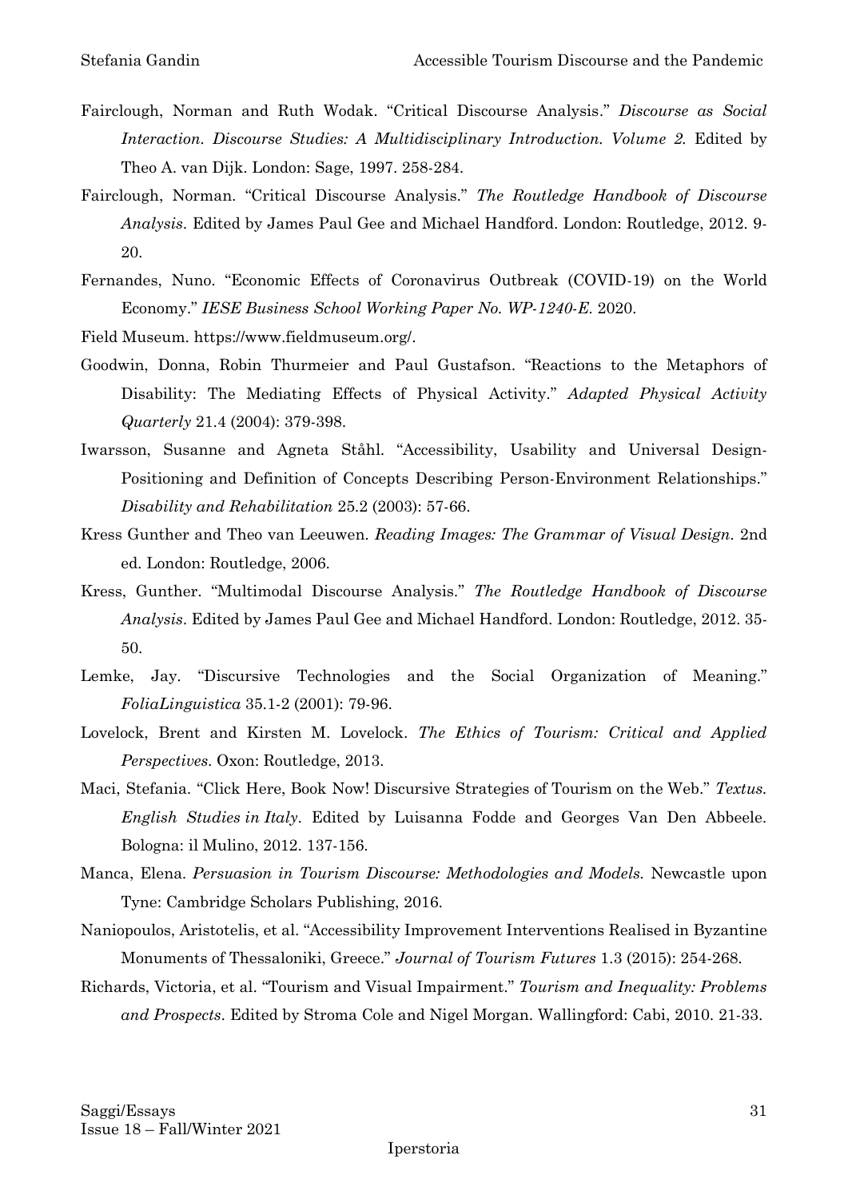Fairclough, Norman and Ruth Wodak. "Critical Discourse Analysis." *Discourse as Social Interaction. Discourse Studies: A Multidisciplinary Introduction. Volume 2.* Edited by Theo A. van Dijk. London: Sage, 1997. 258-284.

Fairclough, Norman. "Critical Discourse Analysis." *The Routledge Handbook of Discourse Analysis*. Edited by James Paul Gee and Michael Handford. London: Routledge, 2012. 9-20.

Fernandes, Nuno. "Economic Effects of Coronavirus Outbreak (COVID-19) on the World Economy." *IESE Business School Working Paper No. WP-1240-E.* 2020.

Field Museum. https://www.fieldmuseum.org/.

Goodwin, Donna, Robin Thurmeier and Paul Gustafson. "Reactions to the Metaphors of Disability: The Mediating Effects of Physical Activity." *Adapted Physical Activity Quarterly* 21.4 (2004): 379-398.

Iwarsson, Susanne and Agneta Ståhl. "Accessibility, Usability and Universal Design-Positioning and Definition of Concepts Describing Person-Environment Relationships." *Disability and Rehabilitation* 25.2 (2003): 57-66.

Kress Gunther and Theo van Leeuwen. *Reading Images: The Grammar of Visual Design.* 2nd ed. London: Routledge, 2006.

Kress, Gunther. "Multimodal Discourse Analysis." *The Routledge Handbook of Discourse Analysis*. Edited by James Paul Gee and Michael Handford. London: Routledge, 2012. 35-50.

Lemke, Jay. "Discursive Technologies and the Social Organization of Meaning." *FoliaLinguistica* 35.1-2 (2001): 79-96.

Lovelock, Brent and Kirsten M. Lovelock. *The Ethics of Tourism: Critical and Applied Perspectives*. Oxon: Routledge, 2013.

Maci, Stefania. "Click Here, Book Now! Discursive Strategies of Tourism on the Web." *Textus. English Studies in Italy*. Edited by Luisanna Fodde and Georges Van Den Abbeele. Bologna: il Mulino, 2012. 137-156.

Manca, Elena. *Persuasion in Tourism Discourse: Methodologies and Models.* Newcastle upon Tyne: Cambridge Scholars Publishing, 2016.

Naniopoulos, Aristotelis, et al. "Accessibility Improvement Interventions Realised in Byzantine Monuments of Thessaloniki, Greece." *Journal of Tourism Futures* 1.3 (2015): 254-268.

Richards, Victoria, et al. "Tourism and Visual Impairment." *Tourism and Inequality: Problems and Prospects*. Edited by Stroma Cole and Nigel Morgan. Wallingford: Cabi, 2010. 21-33.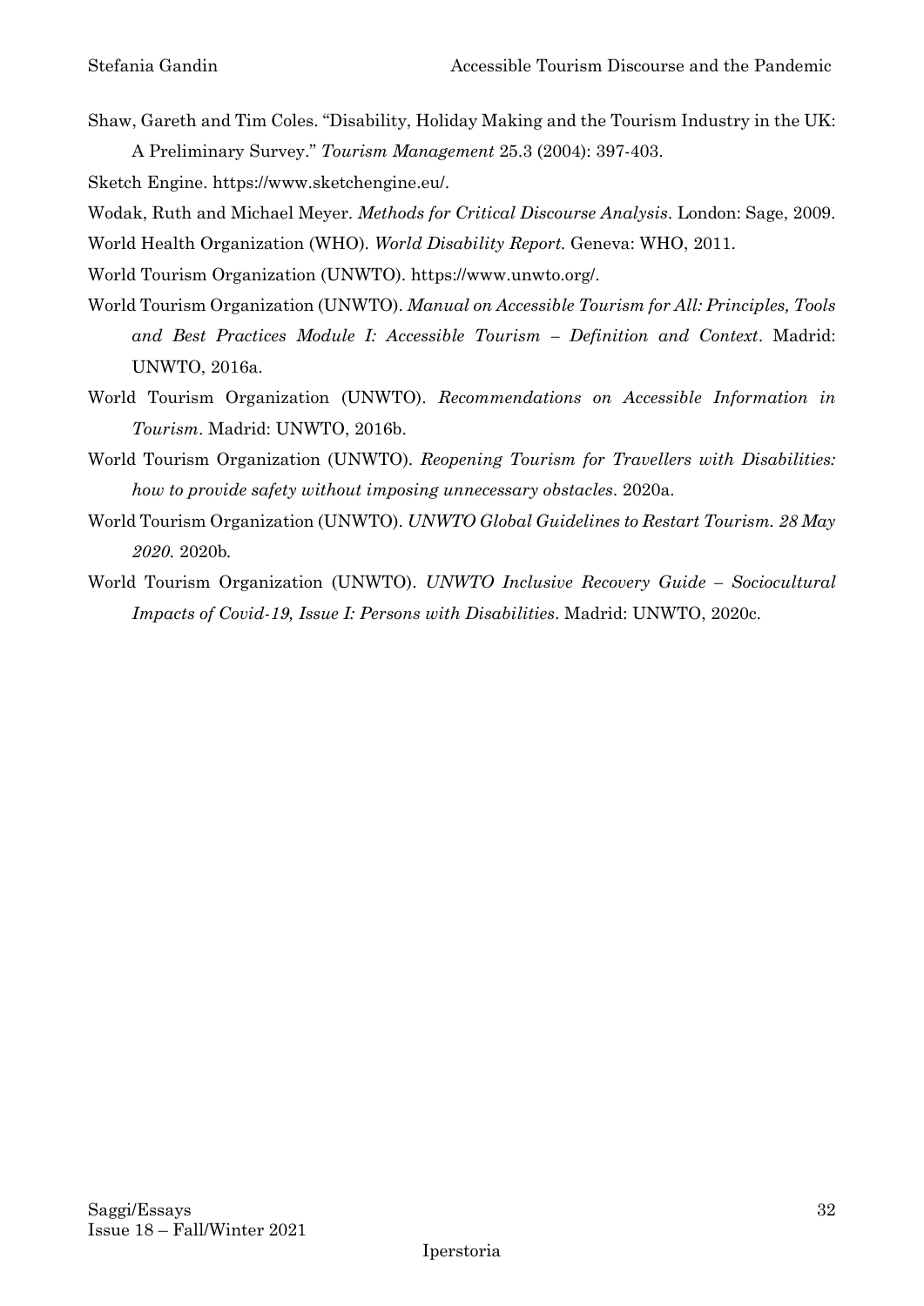Shaw, Gareth and Tim Coles. "Disability, Holiday Making and the Tourism Industry in the UK: A Preliminary Survey." *Tourism Management* 25.3 (2004): 397-403.

Sketch Engine. https://www.sketchengine.eu/.

Wodak, Ruth and Michael Meyer. *Methods for Critical Discourse Analysis*. London: Sage, 2009.

World Health Organization (WHO). *World Disability Report.* Geneva: WHO, 2011.

World Tourism Organization (UNWTO). https://www.unwto.org/.

World Tourism Organization (UNWTO). *Manual on Accessible Tourism for All: Principles, Tools and Best Practices Module I: Accessible Tourism – Definition and Context*. Madrid: UNWTO, 2016a.

World Tourism Organization (UNWTO). *Recommendations on Accessible Information in Tourism*. Madrid: UNWTO, 2016b.

World Tourism Organization (UNWTO). *Reopening Tourism for Travellers with Disabilities: how to provide safety without imposing unnecessary obstacles*. 2020a.

World Tourism Organization (UNWTO). *UNWTO Global Guidelines to Restart Tourism. 28 May 2020.* 2020b.

World Tourism Organization (UNWTO). *UNWTO Inclusive Recovery Guide – Sociocultural Impacts of Covid-19, Issue I: Persons with Disabilities*. Madrid: UNWTO, 2020c.